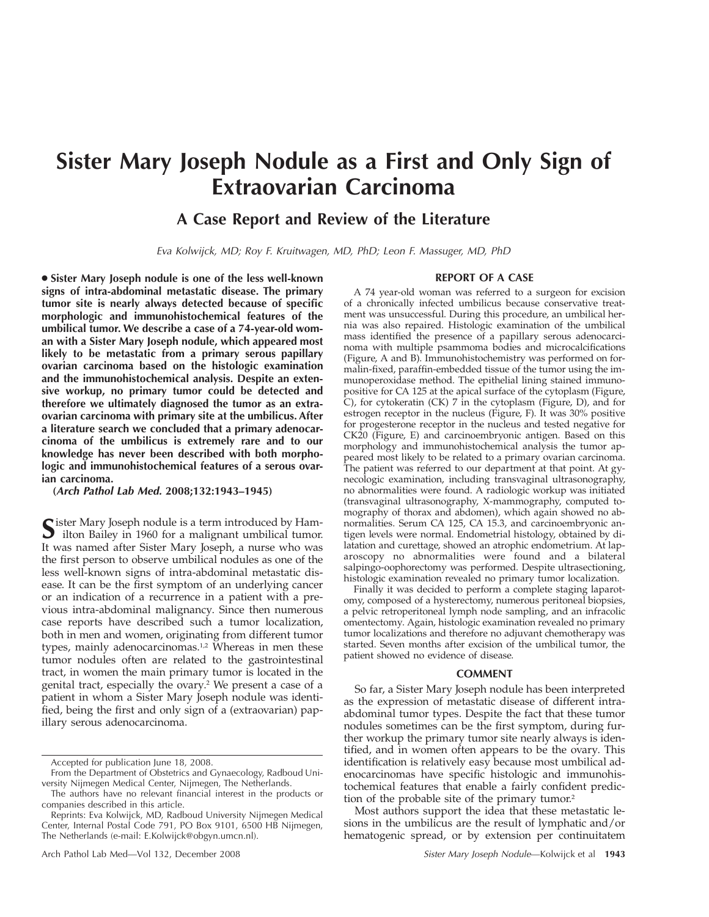# Sister Mary Joseph Nodule as a First and Only Sign of Extraovarian Carcinoma

## A Case Report and Review of the Literature

*Eva Kolwijck, MD; Roy F. Kruitwagen, MD, PhD; Leon F. Massuger, MD, PhD*

**• Sister Mary Joseph nodule is one of the less well-known signs of intra-abdominal metastatic disease. The primary tumor site is nearly always detected because of specific morphologic and immunohistochemical features of the umbilical tumor. We describe a case of a 74-year-old woman with a Sister Mary Joseph nodule, which appeared most likely to be metastatic from a primary serous papillary ovarian carcinoma based on the histologic examination and the immunohistochemical analysis. Despite an extensive workup, no primary tumor could be detected and therefore we ultimately diagnosed the tumor as an extraovarian carcinoma with primary site at the umbilicus. After a literature search we concluded that a primary adenocarcinoma of the umbilicus is extremely rare and to our knowledge has never been described with both morphologic and immunohistochemical features of a serous ovarian carcinoma.**

**(*Arch Pathol Lab Med.* 2008;132:1943–1945)**

Sister Mary Joseph nodule is a term introduced by Hamilton Bailey in 1960 for a malignant umbilical tumor. It was named after Sister Mary Joseph, a nurse who was the first person to observe umbilical nodules as one of the less well-known signs of intra-abdominal metastatic disease. It can be the first symptom of an underlying cancer or an indication of a recurrence in a patient with a previous intra-abdominal malignancy. Since then numerous case reports have described such a tumor localization, both in men and women, originating from different tumor types, mainly adenocarcinomas.[1,2] Whereas in men these tumor nodules often are related to the gastrointestinal tract, in women the main primary tumor is located in the genital tract, especially the ovary.[2] We present a case of a patient in whom a Sister Mary Joseph nodule was identified, being the first and only sign of a (extraovarian) papillary serous adenocarcinoma.

Accepted for publication June 18, 2008.

From the Department of Obstetrics and Gynaecology, Radboud University Nijmegen Medical Center, Nijmegen, The Netherlands.

The authors have no relevant financial interest in the products or companies described in this article.

Reprints: Eva Kolwijck, MD, Radboud University Nijmegen Medical Center, Internal Postal Code 791, PO Box 9101, 6500 HB Nijmegen, The Netherlands (e-mail: E.Kolwijck@obgyn.umcn.nl).

## REPORT OF A CASE

A 74 year-old woman was referred to a surgeon for excision of a chronically infected umbilicus because conservative treatment was unsuccessful. During this procedure, an umbilical hernia was also repaired. Histologic examination of the umbilical mass identified the presence of a papillary serous adenocarcinoma with multiple psammoma bodies and microcalcifications (Figure, A and B). Immunohistochemistry was performed on formalin-fixed, paraffin-embedded tissue of the tumor using the immunoperoxidase method. The epithelial lining stained immunopositive for CA 125 at the apical surface of the cytoplasm (Figure, C), for cytokeratin (CK) 7 in the cytoplasm (Figure, D), and for estrogen receptor in the nucleus (Figure, F). It was 30% positive for progesterone receptor in the nucleus and tested negative for CK20 (Figure, E) and carcinoembryonic antigen. Based on this morphology and immunohistochemical analysis the tumor appeared most likely to be related to a primary ovarian carcinoma. The patient was referred to our department at that point. At gynecologic examination, including transvaginal ultrasonography, no abnormalities were found. A radiologic workup was initiated (transvaginal ultrasonography, X-mammography, computed tomography of thorax and abdomen), which again showed no abnormalities. Serum CA 125, CA 15.3, and carcinoembryonic antigen levels were normal. Endometrial histology, obtained by dilatation and curettage, showed an atrophic endometrium. At laparoscopy no abnormalities were found and a bilateral salpingo-oophorectomy was performed. Despite ultrasectioning, histologic examination revealed no primary tumor localization.

Finally it was decided to perform a complete staging laparotomy, composed of a hysterectomy, numerous peritoneal biopsies, a pelvic retroperitoneal lymph node sampling, and an infracolic omentectomy. Again, histologic examination revealed no primary tumor localizations and therefore no adjuvant chemotherapy was started. Seven months after excision of the umbilical tumor, the patient showed no evidence of disease.

## COMMENT

So far, a Sister Mary Joseph nodule has been interpreted as the expression of metastatic disease of different intra-abdominal tumor types. Despite the fact that these tumor nodules sometimes can be the first symptom, during further workup the primary tumor site nearly always is identified, and in women often appears to be the ovary. This identification is relatively easy because most umbilical adenocarcinomas have specific histologic and immunohistochemical features that enable a fairly confident prediction of the probable site of the primary tumor.[2]

Most authors support the idea that these metastatic lesions in the umbilicus are the result of lymphatic and/or hematogenic spread, or by extension per continuitatem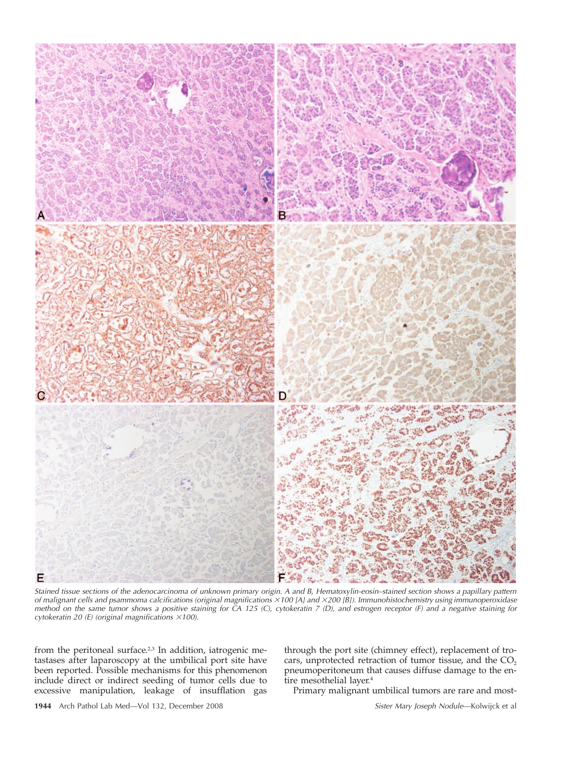*Stained tissue sections of the adenocarcinoma of unknown primary origin. A and B, Hematoxylin-eosin–stained section shows a papillary pattern of malignant cells and psammoma calcifications (original magnifications ×100 [A] and ×200 [B]). Immunohistochemistry using immunoperoxidase method on the same tumor shows a positive staining for CA 125 (C), cytokeratin 7 (D), and estrogen receptor (F) and a negative staining for cytokeratin 20 (E) (original magnifications ×100).*

from the peritoneal surface.[2,3] In addition, iatrogenic metastases after laparoscopy at the umbilical port site have been reported. Possible mechanisms for this phenomenon include direct or indirect seeding of tumor cells due to excessive manipulation, leakage of insufflation gas through the port site (chimney effect), replacement of trocars, unprotected retraction of tumor tissue, and the $CO_2$ pneumoperitoneum that causes diffuse damage to the entire mesothelial layer.[4]

Primary malignant umbilical tumors are rare and most-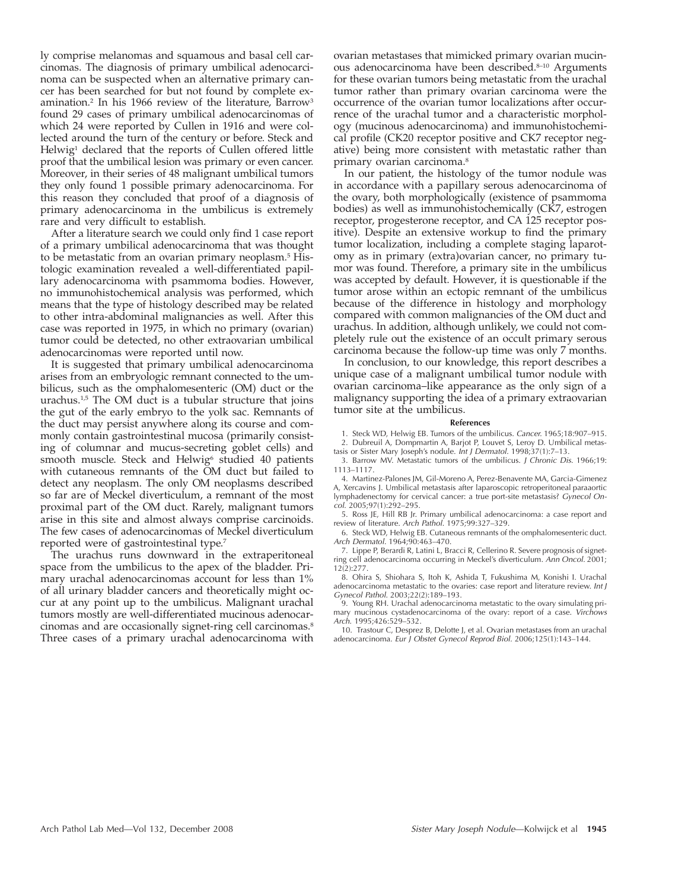ly comprise melanomas and squamous and basal cell carcinomas. The diagnosis of primary umbilical adenocarcinoma can be suspected when an alternative primary cancer has been searched for but not found by complete examination.[2] In his 1966 review of the literature, Barrow[3] found 29 cases of primary umbilical adenocarcinomas of which 24 were reported by Cullen in 1916 and were collected around the turn of the century or before. Steck and Helwig[1] declared that the reports of Cullen offered little proof that the umbilical lesion was primary or even cancer. Moreover, in their series of 48 malignant umbilical tumors they only found 1 possible primary adenocarcinoma. For this reason they concluded that proof of a diagnosis of primary adenocarcinoma in the umbilicus is extremely rare and very difficult to establish.

After a literature search we could only find 1 case report of a primary umbilical adenocarcinoma that was thought to be metastatic from an ovarian primary neoplasm.[5] Histologic examination revealed a well-differentiated papillary adenocarcinoma with psammoma bodies. However, no immunohistochemical analysis was performed, which means that the type of histology described may be related to other intra-abdominal malignancies as well. After this case was reported in 1975, in which no primary (ovarian) tumor could be detected, no other extraovarian umbilical adenocarcinomas were reported until now.

It is suggested that primary umbilical adenocarcinoma arises from an embryologic remnant connected to the umbilicus, such as the omphalomesenteric (OM) duct or the urachus.[1,5] The OM duct is a tubular structure that joins the gut of the early embryo to the yolk sac. Remnants of the duct may persist anywhere along its course and commonly contain gastrointestinal mucosa (primarily consisting of columnar and mucus-secreting goblet cells) and smooth muscle. Steck and Helwig[6] studied 40 patients with cutaneous remnants of the OM duct but failed to detect any neoplasm. The only OM neoplasms described so far are of Meckel diverticulum, a remnant of the most proximal part of the OM duct. Rarely, malignant tumors arise in this site and almost always comprise carcinoids. The few cases of adenocarcinomas of Meckel diverticulum reported were of gastrointestinal type.[7]

The urachus runs downward in the extraperitoneal space from the umbilicus to the apex of the bladder. Primary urachal adenocarcinomas account for less than 1% of all urinary bladder cancers and theoretically might occur at any point up to the umbilicus. Malignant urachal tumors mostly are well-differentiated mucinous adenocarcinomas and are occasionally signet-ring cell carcinomas.[8] Three cases of a primary urachal adenocarcinoma with ovarian metastases that mimicked primary ovarian mucinous adenocarcinoma have been described.[8–10] Arguments for these ovarian tumors being metastatic from the urachal tumor rather than primary ovarian carcinoma were the occurrence of the ovarian tumor localizations after occurrence of the urachal tumor and a characteristic morphology (mucinous adenocarcinoma) and immunohistochemical profile (CK20 receptor positive and CK7 receptor negative) being more consistent with metastatic rather than primary ovarian carcinoma.[8]

In our patient, the histology of the tumor nodule was in accordance with a papillary serous adenocarcinoma of the ovary, both morphologically (existence of psammoma bodies) as well as immunohistochemically (CK7, estrogen receptor, progesterone receptor, and CA 125 receptor positive). Despite an extensive workup to find the primary tumor localization, including a complete staging laparotomy as in primary (extra)ovarian cancer, no primary tumor was found. Therefore, a primary site in the umbilicus was accepted by default. However, it is questionable if the tumor arose within an ectopic remnant of the umbilicus because of the difference in histology and morphology compared with common malignancies of the OM duct and urachus. In addition, although unlikely, we could not completely rule out the existence of an occult primary serous carcinoma because the follow-up time was only 7 months.

In conclusion, to our knowledge, this report describes a unique case of a malignant umbilical tumor nodule with ovarian carcinoma–like appearance as the only sign of a malignancy supporting the idea of a primary extraovarian tumor site at the umbilicus.

## References

1. Steck WD, Helwig EB. Tumors of the umbilicus. *Cancer.* 1965;18:907–915.
2. Dubreuil A, Dompmartin A, Barjot P, Louvet S, Leroy D. Umbilical metastasis or Sister Mary Joseph's nodule. *Int J Dermatol.* 1998;37(1):7–13.
3. Barrow MV. Metastatic tumors of the umbilicus. *J Chronic Dis.* 1966;19: 1113–1117.
4. Martinez-Palones JM, Gil-Moreno A, Perez-Benavente MA, Garcia-Gimenez A, Xercavins J. Umbilical metastasis after laparoscopic retroperitoneal paraaortic lymphadenectomy for cervical cancer: a true port-site metastasis? *Gynecol Oncol.* 2005;97(1):292–295.
5. Ross JE, Hill RB Jr. Primary umbilical adenocarcinoma: a case report and review of literature. *Arch Pathol.* 1975;99:327–329.
6. Steck WD, Helwig EB. Cutaneous remnants of the omphalomesenteric duct. *Arch Dermatol.* 1964;90:463–470.
7. Lippe P, Berardi R, Latini L, Bracci R, Cellerino R. Severe prognosis of signet-ring cell adenocarcinoma occurring in Meckel's diverticulum. *Ann Oncol.* 2001; 12(2):277.
8. Ohira S, Shiohara S, Itoh K, Ashida T, Fukushima M, Konishi I. Urachal adenocarcinoma metastatic to the ovaries: case report and literature review. *Int J Gynecol Pathol.* 2003;22(2):189–193.
9. Young RH. Urachal adenocarcinoma metastatic to the ovary simulating primary mucinous cystadenocarcinoma of the ovary: report of a case. *Virchows Arch.* 1995;426:529–532.
10. Trastour C, Desprez B, Delotte J, et al. Ovarian metastases from an urachal adenocarcinoma. *Eur J Obstet Gynecol Reprod Biol.* 2006;125(1):143–144.